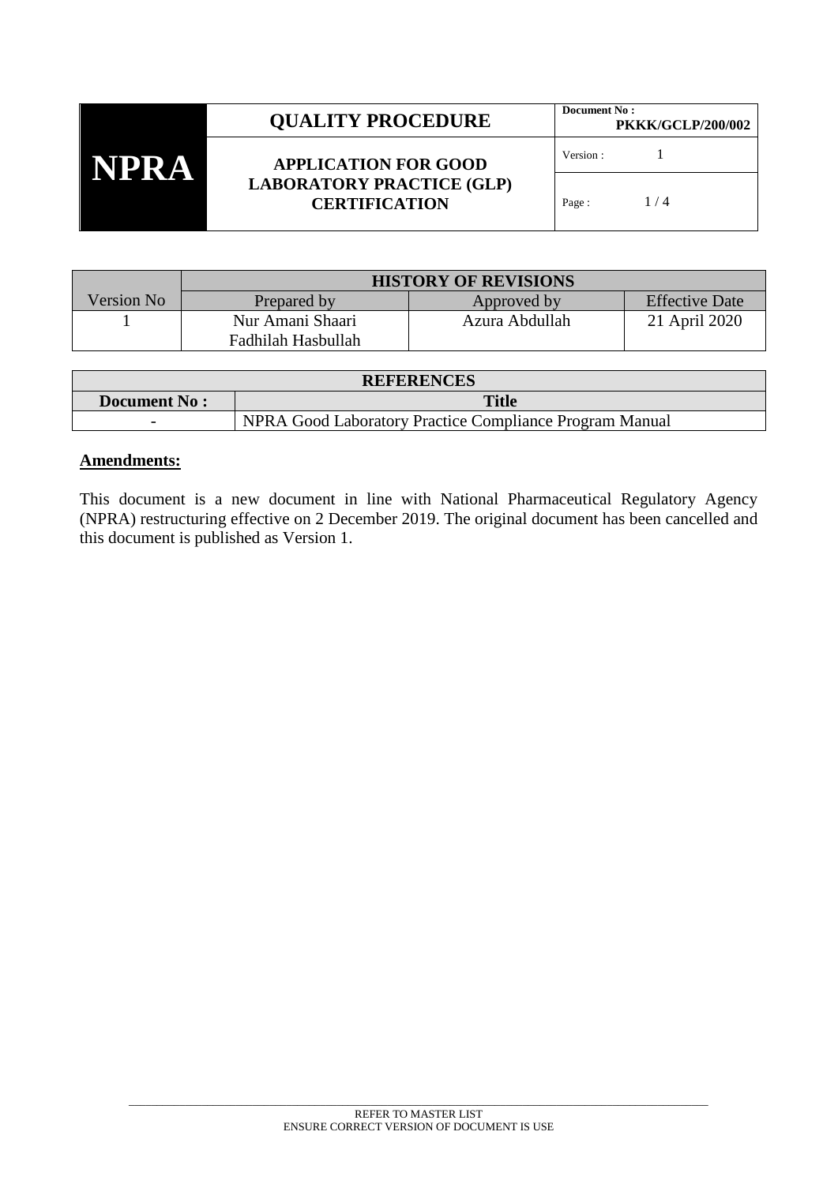| NPRA | QUALITY PROCEDURE | Document No : PKKK/GCLP/200/002 |
|---|---|---|
| | APPLICATION FOR GOOD LABORATORY PRACTICE (GLP) CERTIFICATION | Version : 1 |
| | | Page : 1 / 4 |

| | HISTORY OF REVISIONS | | |
|---|---|---|---|
| Version No | Prepared by | Approved by | Effective Date |
| 1 | Nur Amani Shaari<br>Fadhilah Hasbullah | Azura Abdullah | 21 April 2020 |

| REFERENCES | |
|---|---|
| **Document No :** | **Title** |
| - | NPRA Good Laboratory Practice Compliance Program Manual |

**Amendments:**

This document is a new document in line with National Pharmaceutical Regulatory Agency (NPRA) restructuring effective on 2 December 2019. The original document has been cancelled and this document is published as Version 1.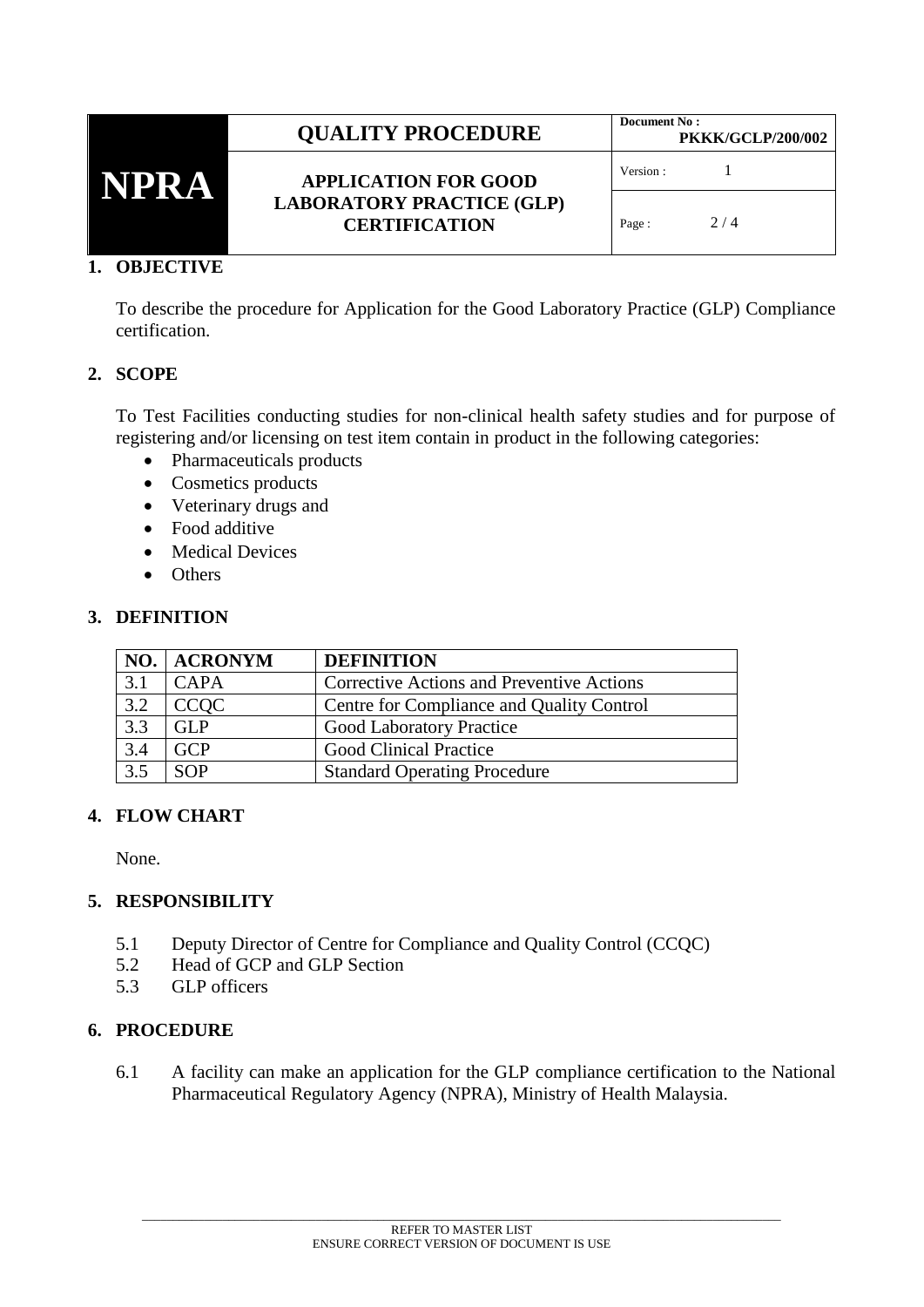## 1. OBJECTIVE

To describe the procedure for Application for the Good Laboratory Practice (GLP) Compliance certification.

## 2. SCOPE

To Test Facilities conducting studies for non-clinical health safety studies and for purpose of registering and/or licensing on test item contain in product in the following categories:

- Pharmaceuticals products
- Cosmetics products
- Veterinary drugs and
- Food additive
- Medical Devices
- Others

## 3. DEFINITION

| NO. | ACRONYM | DEFINITION |
|---|---|---|
| 3.1 | CAPA | Corrective Actions and Preventive Actions |
| 3.2 | CCQC | Centre for Compliance and Quality Control |
| 3.3 | GLP | Good Laboratory Practice |
| 3.4 | GCP | Good Clinical Practice |
| 3.5 | SOP | Standard Operating Procedure |

## 4. FLOW CHART

None.

## 5. RESPONSIBILITY

5.1 Deputy Director of Centre for Compliance and Quality Control (CCQC)
5.2 Head of GCP and GLP Section
5.3 GLP officers

## 6. PROCEDURE

6.1 A facility can make an application for the GLP compliance certification to the National Pharmaceutical Regulatory Agency (NPRA), Ministry of Health Malaysia.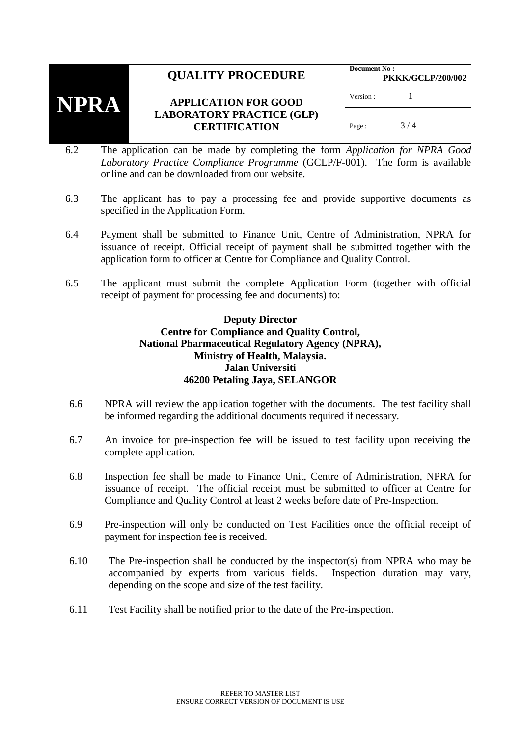6.2 The application can be made by completing the form *Application for NPRA Good Laboratory Practice Compliance Programme* (GCLP/F-001). The form is available online and can be downloaded from our website.

6.3 The applicant has to pay a processing fee and provide supportive documents as specified in the Application Form.

6.4 Payment shall be submitted to Finance Unit, Centre of Administration, NPRA for issuance of receipt. Official receipt of payment shall be submitted together with the application form to officer at Centre for Compliance and Quality Control.

6.5 The applicant must submit the complete Application Form (together with official receipt of payment for processing fee and documents) to:

**Deputy Director**
**Centre for Compliance and Quality Control,**
**National Pharmaceutical Regulatory Agency (NPRA),**
**Ministry of Health, Malaysia.**
**Jalan Universiti**
**46200 Petaling Jaya, SELANGOR**

6.6 NPRA will review the application together with the documents. The test facility shall be informed regarding the additional documents required if necessary.

6.7 An invoice for pre-inspection fee will be issued to test facility upon receiving the complete application.

6.8 Inspection fee shall be made to Finance Unit, Centre of Administration, NPRA for issuance of receipt. The official receipt must be submitted to officer at Centre for Compliance and Quality Control at least 2 weeks before date of Pre-Inspection.

6.9 Pre-inspection will only be conducted on Test Facilities once the official receipt of payment for inspection fee is received.

6.10 The Pre-inspection shall be conducted by the inspector(s) from NPRA who may be accompanied by experts from various fields. Inspection duration may vary, depending on the scope and size of the test facility.

6.11 Test Facility shall be notified prior to the date of the Pre-inspection.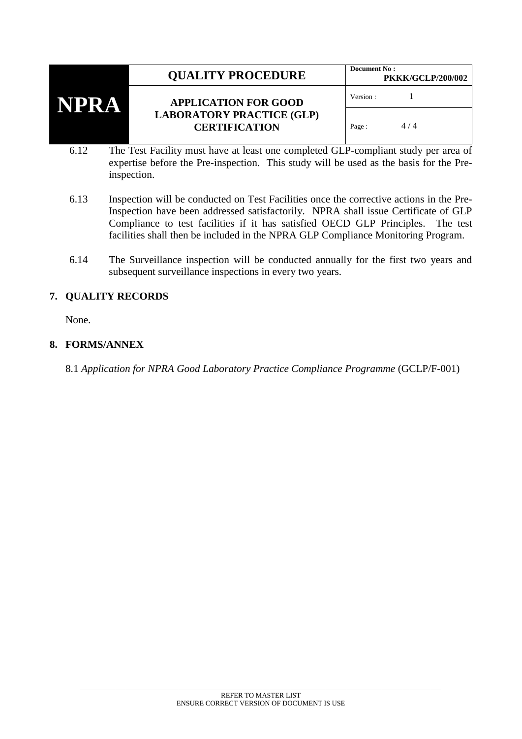6.12 The Test Facility must have at least one completed GLP-compliant study per area of expertise before the Pre-inspection. This study will be used as the basis for the Pre-inspection.

6.13 Inspection will be conducted on Test Facilities once the corrective actions in the Pre-Inspection have been addressed satisfactorily. NPRA shall issue Certificate of GLP Compliance to test facilities if it has satisfied OECD GLP Principles. The test facilities shall then be included in the NPRA GLP Compliance Monitoring Program.

6.14 The Surveillance inspection will be conducted annually for the first two years and subsequent surveillance inspections in every two years.

## 7. QUALITY RECORDS

None.

## 8. FORMS/ANNEX

8.1 *Application for NPRA Good Laboratory Practice Compliance Programme* (GCLP/F-001)